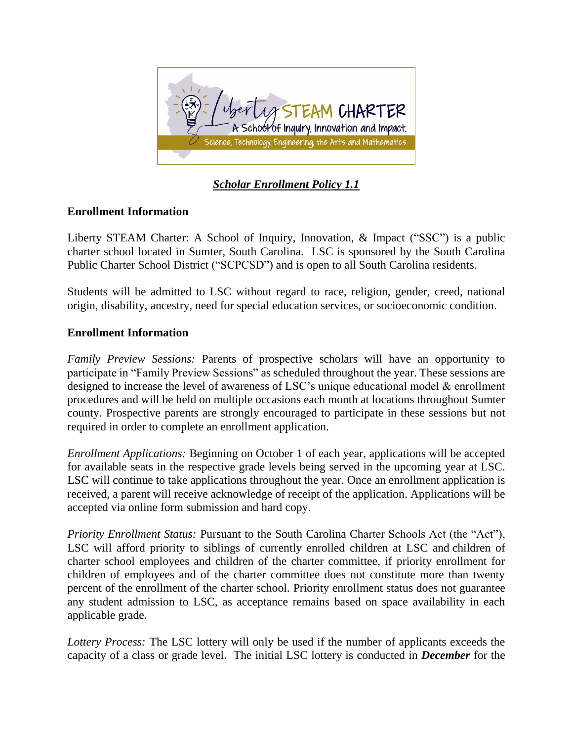***Scholar Enrollment Policy 1.1***

**Enrollment Information**

Liberty STEAM Charter: A School of Inquiry, Innovation, & Impact ("SSC") is a public charter school located in Sumter, South Carolina. LSC is sponsored by the South Carolina Public Charter School District ("SCPCSD") and is open to all South Carolina residents.

Students will be admitted to LSC without regard to race, religion, gender, creed, national origin, disability, ancestry, need for special education services, or socioeconomic condition.

**Enrollment Information**

*Family Preview Sessions:* Parents of prospective scholars will have an opportunity to participate in "Family Preview Sessions" as scheduled throughout the year. These sessions are designed to increase the level of awareness of LSC's unique educational model & enrollment procedures and will be held on multiple occasions each month at locations throughout Sumter county. Prospective parents are strongly encouraged to participate in these sessions but not required in order to complete an enrollment application.

*Enrollment Applications:* Beginning on October 1 of each year, applications will be accepted for available seats in the respective grade levels being served in the upcoming year at LSC. LSC will continue to take applications throughout the year. Once an enrollment application is received, a parent will receive acknowledge of receipt of the application. Applications will be accepted via online form submission and hard copy.

*Priority Enrollment Status:* Pursuant to the South Carolina Charter Schools Act (the "Act"), LSC will afford priority to siblings of currently enrolled children at LSC and children of charter school employees and children of the charter committee, if priority enrollment for children of employees and of the charter committee does not constitute more than twenty percent of the enrollment of the charter school. Priority enrollment status does not guarantee any student admission to LSC, as acceptance remains based on space availability in each applicable grade.

*Lottery Process:* The LSC lottery will only be used if the number of applicants exceeds the capacity of a class or grade level. The initial LSC lottery is conducted in ***December*** for the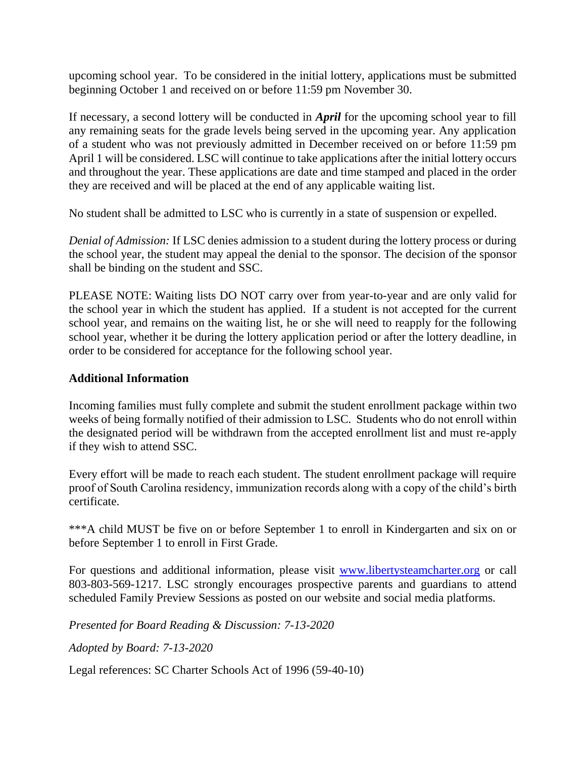upcoming school year. To be considered in the initial lottery, applications must be submitted beginning October 1 and received on or before 11:59 pm November 30.

If necessary, a second lottery will be conducted in ***April*** for the upcoming school year to fill any remaining seats for the grade levels being served in the upcoming year. Any application of a student who was not previously admitted in December received on or before 11:59 pm April 1 will be considered. LSC will continue to take applications after the initial lottery occurs and throughout the year. These applications are date and time stamped and placed in the order they are received and will be placed at the end of any applicable waiting list.

No student shall be admitted to LSC who is currently in a state of suspension or expelled.

*Denial of Admission:* If LSC denies admission to a student during the lottery process or during the school year, the student may appeal the denial to the sponsor. The decision of the sponsor shall be binding on the student and SSC.

PLEASE NOTE: Waiting lists DO NOT carry over from year-to-year and are only valid for the school year in which the student has applied. If a student is not accepted for the current school year, and remains on the waiting list, he or she will need to reapply for the following school year, whether it be during the lottery application period or after the lottery deadline, in order to be considered for acceptance for the following school year.

**Additional Information**

Incoming families must fully complete and submit the student enrollment package within two weeks of being formally notified of their admission to LSC. Students who do not enroll within the designated period will be withdrawn from the accepted enrollment list and must re-apply if they wish to attend SSC.

Every effort will be made to reach each student. The student enrollment package will require proof of South Carolina residency, immunization records along with a copy of the child's birth certificate.

***A child MUST be five on or before September 1 to enroll in Kindergarten and six on or before September 1 to enroll in First Grade.

For questions and additional information, please visit www.libertysteamcharter.org or call 803-803-569-1217. LSC strongly encourages prospective parents and guardians to attend scheduled Family Preview Sessions as posted on our website and social media platforms.

*Presented for Board Reading & Discussion: 7-13-2020*

*Adopted by Board: 7-13-2020*

Legal references: SC Charter Schools Act of 1996 (59-40-10)